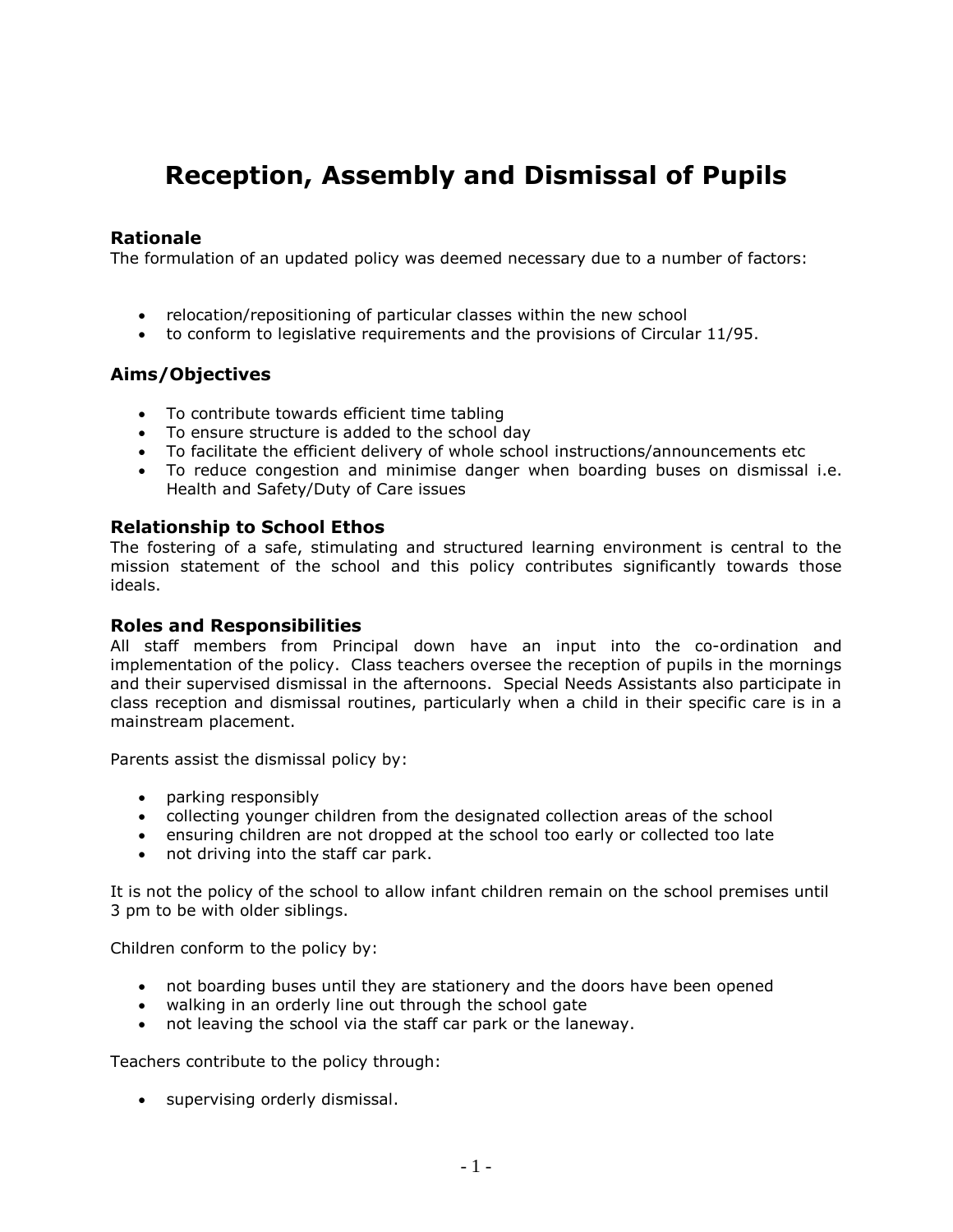# Reception, Assembly and Dismissal of Pupils

### Rationale

The formulation of an updated policy was deemed necessary due to a number of factors:

- relocation/repositioning of particular classes within the new school
- to conform to legislative requirements and the provisions of Circular 11/95.

### Aims/Objectives

- To contribute towards efficient time tabling
- To ensure structure is added to the school day
- To facilitate the efficient delivery of whole school instructions/announcements etc
- To reduce congestion and minimise danger when boarding buses on dismissal i.e. Health and Safety/Duty of Care issues

### Relationship to School Ethos

The fostering of a safe, stimulating and structured learning environment is central to the mission statement of the school and this policy contributes significantly towards those ideals.

### Roles and Responsibilities

All staff members from Principal down have an input into the co-ordination and implementation of the policy. Class teachers oversee the reception of pupils in the mornings and their supervised dismissal in the afternoons. Special Needs Assistants also participate in class reception and dismissal routines, particularly when a child in their specific care is in a mainstream placement.

Parents assist the dismissal policy by:

- parking responsibly
- collecting younger children from the designated collection areas of the school
- ensuring children are not dropped at the school too early or collected too late
- not driving into the staff car park.

It is not the policy of the school to allow infant children remain on the school premises until 3 pm to be with older siblings.

Children conform to the policy by:

- not boarding buses until they are stationery and the doors have been opened
- walking in an orderly line out through the school gate
- not leaving the school via the staff car park or the laneway.

Teachers contribute to the policy through:

- supervising orderly dismissal.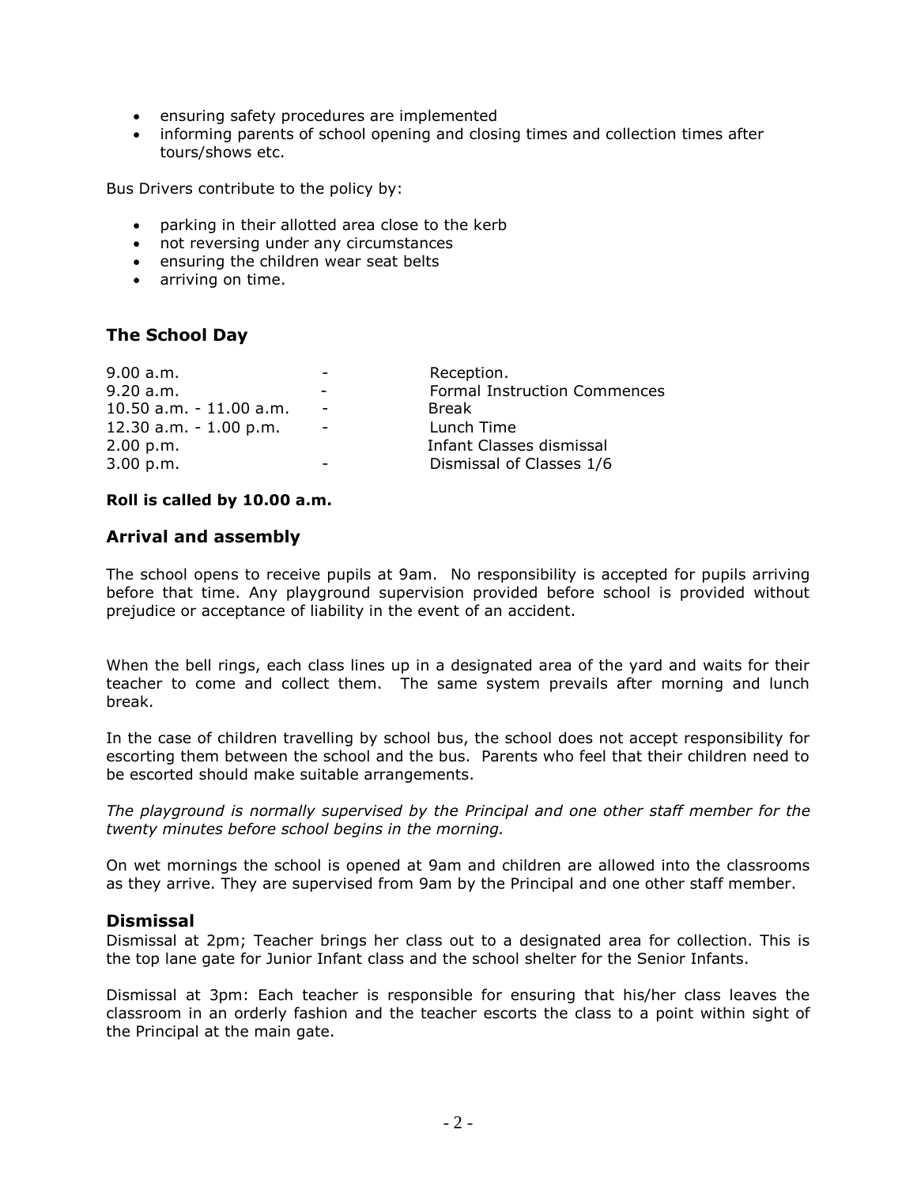- ensuring safety procedures are implemented
- informing parents of school opening and closing times and collection times after tours/shows etc.

Bus Drivers contribute to the policy by:

- parking in their allotted area close to the kerb
- not reversing under any circumstances
- ensuring the children wear seat belts
- arriving on time.

## The School Day

| | | |
|---|---|---|
| 9.00 a.m. | - | Reception. |
| 9.20 a.m. | - | Formal Instruction Commences |
| 10.50 a.m. - 11.00 a.m. | - | Break |
| 12.30 a.m. - 1.00 p.m. | - | Lunch Time |
| 2.00 p.m. | | Infant Classes dismissal |
| 3.00 p.m. | - | Dismissal of Classes 1/6 |

**Roll is called by 10.00 a.m.**

## Arrival and assembly

The school opens to receive pupils at 9am. No responsibility is accepted for pupils arriving before that time. Any playground supervision provided before school is provided without prejudice or acceptance of liability in the event of an accident.

When the bell rings, each class lines up in a designated area of the yard and waits for their teacher to come and collect them. The same system prevails after morning and lunch break.

In the case of children travelling by school bus, the school does not accept responsibility for escorting them between the school and the bus. Parents who feel that their children need to be escorted should make suitable arrangements.

*The playground is normally supervised by the Principal and one other staff member for the twenty minutes before school begins in the morning.*

On wet mornings the school is opened at 9am and children are allowed into the classrooms as they arrive. They are supervised from 9am by the Principal and one other staff member.

## Dismissal

Dismissal at 2pm; Teacher brings her class out to a designated area for collection. This is the top lane gate for Junior Infant class and the school shelter for the Senior Infants.

Dismissal at 3pm: Each teacher is responsible for ensuring that his/her class leaves the classroom in an orderly fashion and the teacher escorts the class to a point within sight of the Principal at the main gate.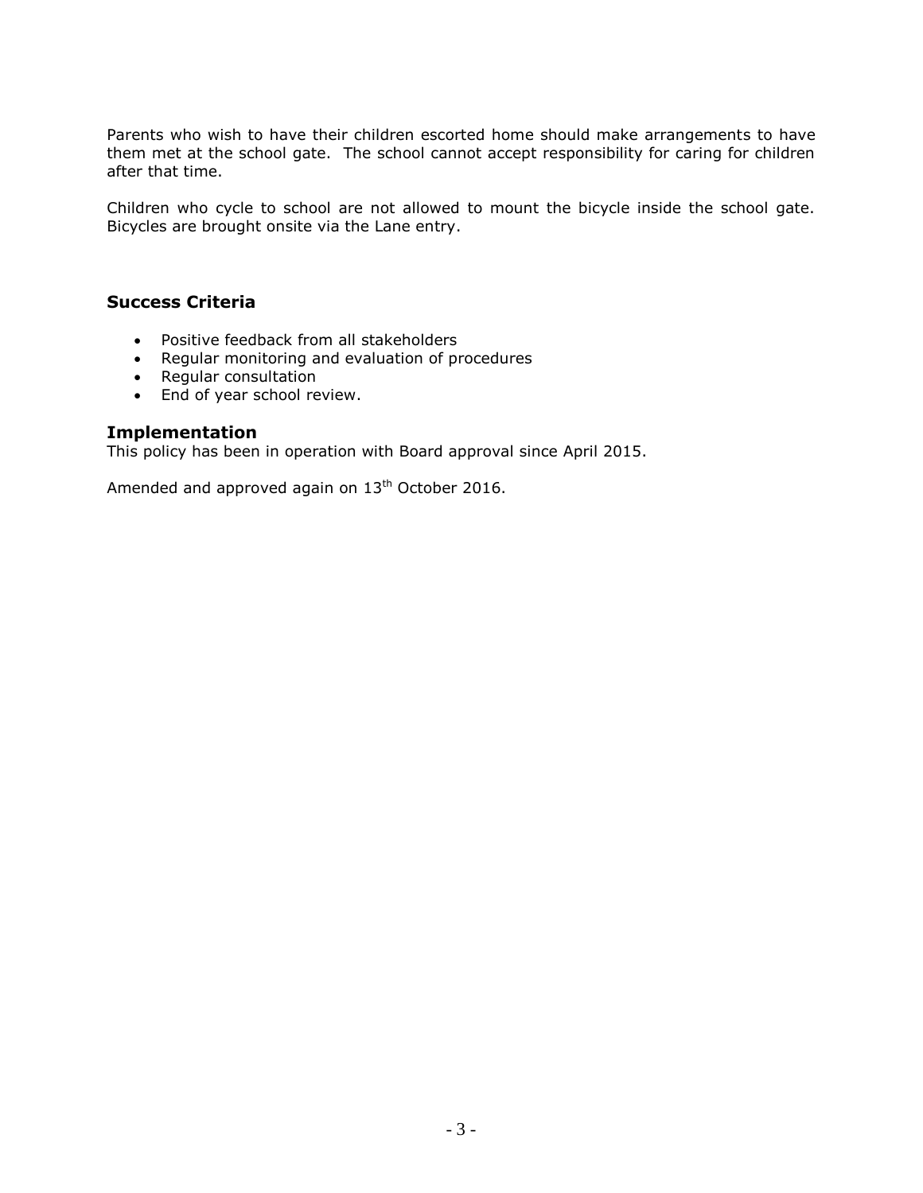Parents who wish to have their children escorted home should make arrangements to have them met at the school gate.  The school cannot accept responsibility for caring for children after that time.

Children who cycle to school are not allowed to mount the bicycle inside the school gate. Bicycles are brought onsite via the Lane entry.

## Success Criteria

- Positive feedback from all stakeholders
- Regular monitoring and evaluation of procedures
- Regular consultation
- End of year school review.

## Implementation

This policy has been in operation with Board approval since April 2015.

Amended and approved again on 13th October 2016.